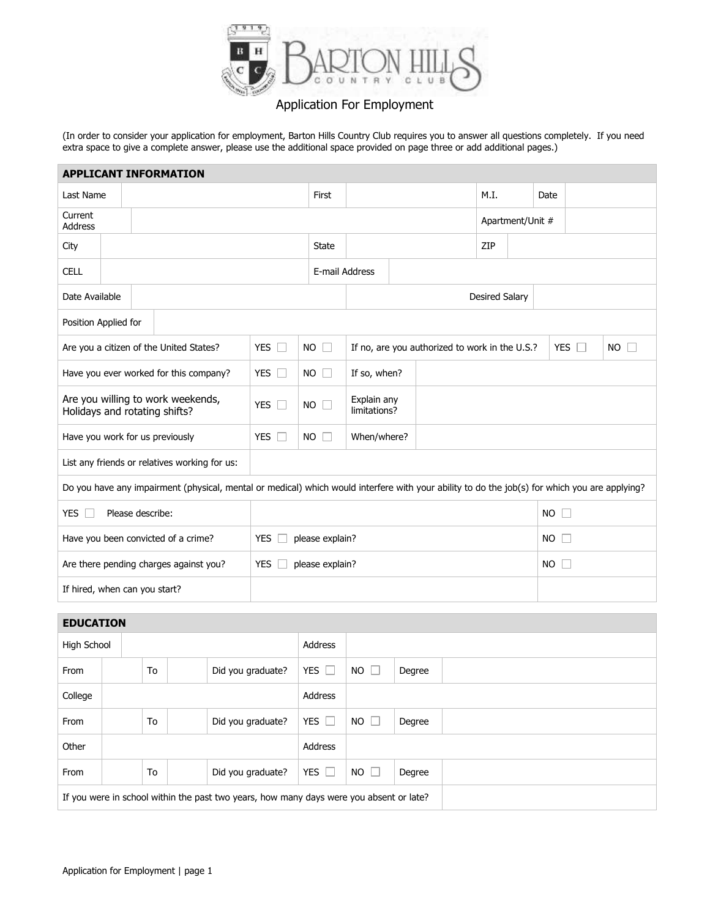# BARTON HILLS COUNTRY CLUB

## Application For Employment

(In order to consider your application for employment, Barton Hills Country Club requires you to answer all questions completely. If you need extra space to give a complete answer, please use the additional space provided on page three or add additional pages.)

| APPLICANT INFORMATION | | | | | | | |
|---|---|---|---|---|---|---|---|
| Last Name | | First | | M.I. | | Date | |
| Current Address | | | | Apartment/Unit # | | | |
| City | | State | | ZIP | | | |
| CELL | | E-mail Address | | | | | |
| Date Available | | | Desired Salary | | | | |
| Position Applied for | | | | | | | |
| Are you a citizen of the United States? | YES ☐ | NO ☐ | If no, are you authorized to work in the U.S.? | YES ☐ | NO ☐ | | |
| Have you ever worked for this company? | YES ☐ | NO ☐ | If so, when? | | | | |
| Are you willing to work weekends, Holidays and rotating shifts? | YES ☐ | NO ☐ | Explain any limitations? | | | | |
| Have you work for us previously | YES ☐ | NO ☐ | When/where? | | | | |
| List any friends or relatives working for us: | | | | | | | |
| Do you have any impairment (physical, mental or medical) which would interfere with your ability to do the job(s) for which you are applying? | | | | | | | |
| YES ☐ Please describe: | | | | NO ☐ | | | |
| Have you been convicted of a crime? | YES ☐ please explain? | | | NO ☐ | | | |
| Are there pending charges against you? | YES ☐ please explain? | | | NO ☐ | | | |
| If hired, when can you start? | | | | | | | |

| EDUCATION | | | | | | | | |
|---|---|---|---|---|---|---|---|---|
| High School | | | | Address | | | | |
| From | | To | | Did you graduate? | YES ☐ | NO ☐ | Degree | |
| College | | | | Address | | | | |
| From | | To | | Did you graduate? | YES ☐ | NO ☐ | Degree | |
| Other | | | | Address | | | | |
| From | | To | | Did you graduate? | YES ☐ | NO ☐ | Degree | |
| If you were in school within the past two years, how many days were you absent or late? | | | | | | | | |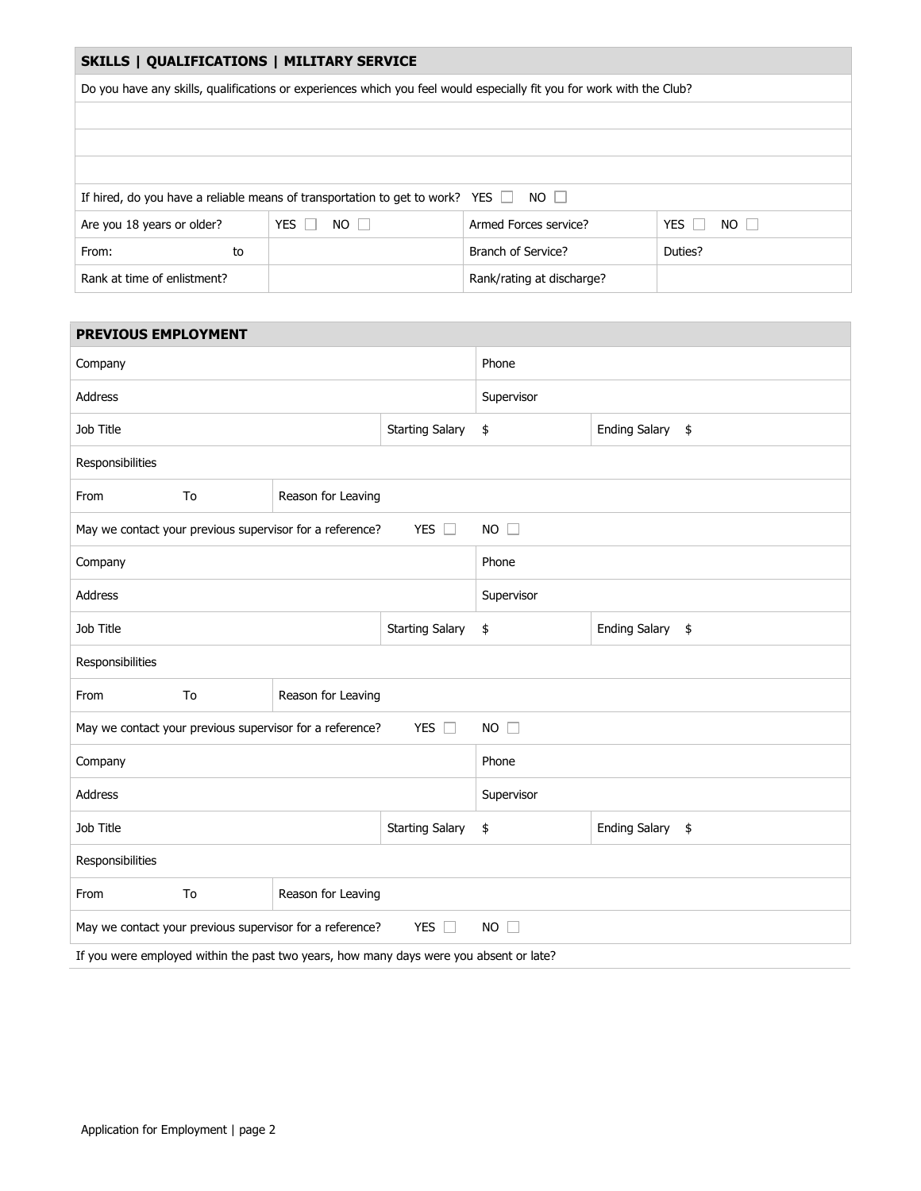## SKILLS | QUALIFICATIONS | MILITARY SERVICE

Do you have any skills, qualifications or experiences which you feel would especially fit you for work with the Club?

If hired, do you have a reliable means of transportation to get to work? YES ☐ NO ☐

| | | | |
|---|---|---|---|
| Are you 18 years or older? | YES ☐ NO ☐ | Armed Forces service? | YES ☐ NO ☐ |
| From: to | | Branch of Service? | Duties? |
| Rank at time of enlistment? | | Rank/rating at discharge? | |

## PREVIOUS EMPLOYMENT

| | | | | |
|---|---|---|---|---|
| Company | | | Phone | |
| Address | | | Supervisor | |
| Job Title | | Starting Salary | $ | Ending Salary $ |
| Responsibilities | | | | |
| From To | Reason for Leaving | | | |
| May we contact your previous supervisor for a reference? YES ☐ NO ☐ | | | | |
| Company | | | Phone | |
| Address | | | Supervisor | |
| Job Title | | Starting Salary | $ | Ending Salary $ |
| Responsibilities | | | | |
| From To | Reason for Leaving | | | |
| May we contact your previous supervisor for a reference? YES ☐ NO ☐ | | | | |
| Company | | | Phone | |
| Address | | | Supervisor | |
| Job Title | | Starting Salary | $ | Ending Salary $ |
| Responsibilities | | | | |
| From To | Reason for Leaving | | | |
| May we contact your previous supervisor for a reference? YES ☐ NO ☐ | | | | |

If you were employed within the past two years, how many days were you absent or late?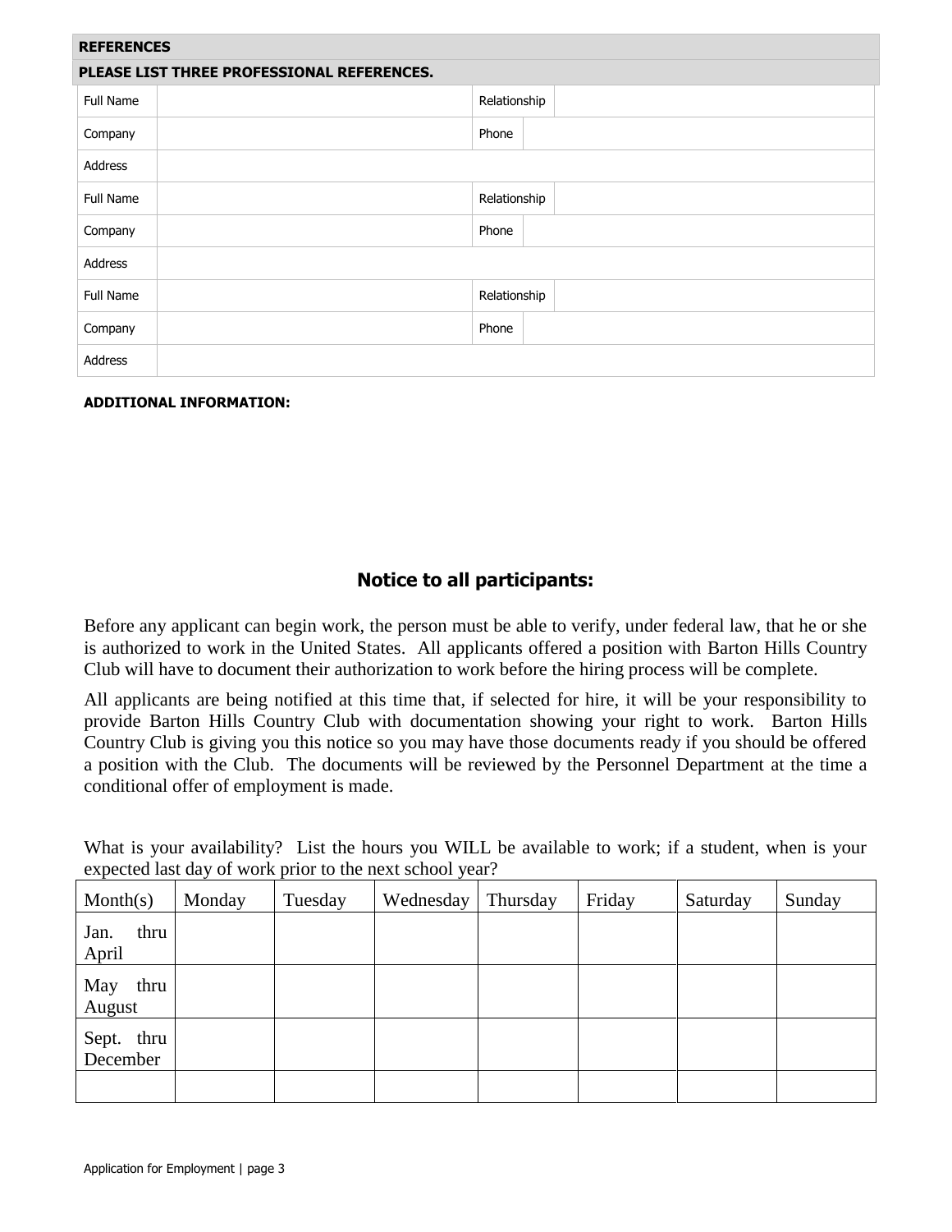## REFERENCES

**PLEASE LIST THREE PROFESSIONAL REFERENCES.**

| | | | |
|---|---|---|---|
| Full Name | | Relationship | |
| Company | | Phone | |
| Address | | | |
| Full Name | | Relationship | |
| Company | | Phone | |
| Address | | | |
| Full Name | | Relationship | |
| Company | | Phone | |
| Address | | | |

**ADDITIONAL INFORMATION:**

## Notice to all participants:

Before any applicant can begin work, the person must be able to verify, under federal law, that he or she is authorized to work in the United States. All applicants offered a position with Barton Hills Country Club will have to document their authorization to work before the hiring process will be complete.

All applicants are being notified at this time that, if selected for hire, it will be your responsibility to provide Barton Hills Country Club with documentation showing your right to work. Barton Hills Country Club is giving you this notice so you may have those documents ready if you should be offered a position with the Club. The documents will be reviewed by the Personnel Department at the time a conditional offer of employment is made.

What is your availability? List the hours you WILL be available to work; if a student, when is your expected last day of work prior to the next school year?

| Month(s) | Monday | Tuesday | Wednesday | Thursday | Friday | Saturday | Sunday |
|---|---|---|---|---|---|---|---|
| Jan. thru April | | | | | | | |
| May thru August | | | | | | | |
| Sept. thru December | | | | | | | |
| | | | | | | | |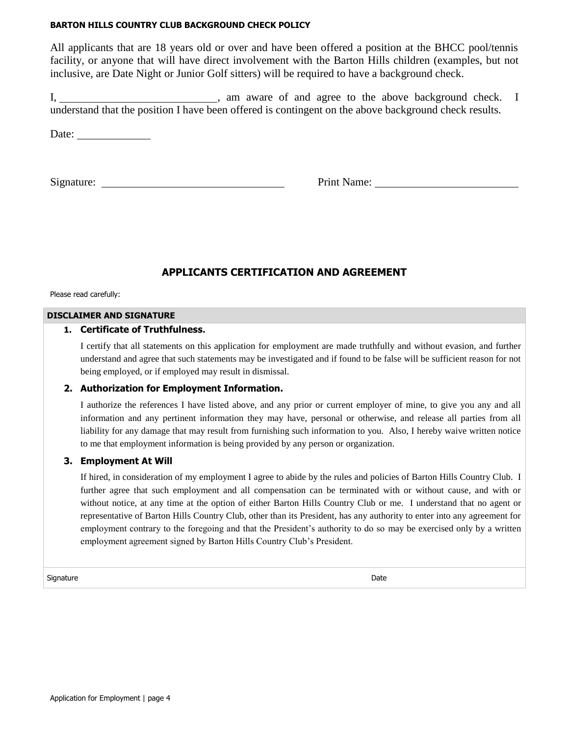**BARTON HILLS COUNTRY CLUB BACKGROUND CHECK POLICY**

All applicants that are 18 years old or over and have been offered a position at the BHCC pool/tennis facility, or anyone that will have direct involvement with the Barton Hills children (examples, but not inclusive, are Date Night or Junior Golf sitters) will be required to have a background check.

I, ____________________________, am aware of and agree to the above background check. I understand that the position I have been offered is contingent on the above background check results.

Date: _____________

Signature: _________________________________ Print Name: __________________________

## APPLICANTS CERTIFICATION AND AGREEMENT

Please read carefully:

**DISCLAIMER AND SIGNATURE**

1. **Certificate of Truthfulness.**

   I certify that all statements on this application for employment are made truthfully and without evasion, and further understand and agree that such statements may be investigated and if found to be false will be sufficient reason for not being employed, or if employed may result in dismissal.

2. **Authorization for Employment Information.**

   I authorize the references I have listed above, and any prior or current employer of mine, to give you any and all information and any pertinent information they may have, personal or otherwise, and release all parties from all liability for any damage that may result from furnishing such information to you. Also, I hereby waive written notice to me that employment information is being provided by any person or organization.

3. **Employment At Will**

   If hired, in consideration of my employment I agree to abide by the rules and policies of Barton Hills Country Club. I further agree that such employment and all compensation can be terminated with or without cause, and with or without notice, at any time at the option of either Barton Hills Country Club or me. I understand that no agent or representative of Barton Hills Country Club, other than its President, has any authority to enter into any agreement for employment contrary to the foregoing and that the President's authority to do so may be exercised only by a written employment agreement signed by Barton Hills Country Club's President.

| Signature | Date |
|---|---|
| | |